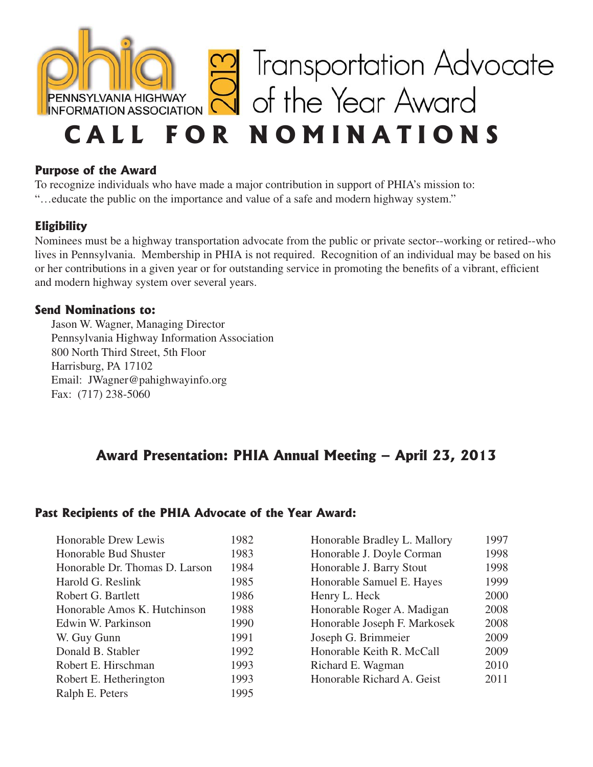PENNSYLVANIA HIGHWAY INFORMATION ASSOCIATION

# 2013 Transportation Advocate of the Year Award

# CALL FOR NOMINATIONS

## Purpose of the Award

To recognize individuals who have made a major contribution in support of PHIA's mission to:
"…educate the public on the importance and value of a safe and modern highway system."

## Eligibility

Nominees must be a highway transportation advocate from the public or private sector--working or retired--who lives in Pennsylvania. Membership in PHIA is not required. Recognition of an individual may be based on his or her contributions in a given year or for outstanding service in promoting the benefits of a vibrant, efficient and modern highway system over several years.

## Send Nominations to:

Jason W. Wagner, Managing Director
Pennsylvania Highway Information Association
800 North Third Street, 5th Floor
Harrisburg, PA 17102
Email: JWagner@pahighwayinfo.org
Fax: (717) 238-5060

## Award Presentation: PHIA Annual Meeting – April 23, 2013

## Past Recipients of the PHIA Advocate of the Year Award:

| Name | Year |
|---|---|
| Honorable Drew Lewis | 1982 |
| Honorable Bud Shuster | 1983 |
| Honorable Dr. Thomas D. Larson | 1984 |
| Harold G. Reslink | 1985 |
| Robert G. Bartlett | 1986 |
| Honorable Amos K. Hutchinson | 1988 |
| Edwin W. Parkinson | 1990 |
| W. Guy Gunn | 1991 |
| Donald B. Stabler | 1992 |
| Robert E. Hirschman | 1993 |
| Robert E. Hetherington | 1993 |
| Ralph E. Peters | 1995 |
| Honorable Bradley L. Mallory | 1997 |
| Honorable J. Doyle Corman | 1998 |
| Honorable J. Barry Stout | 1998 |
| Honorable Samuel E. Hayes | 1999 |
| Henry L. Heck | 2000 |
| Honorable Roger A. Madigan | 2008 |
| Honorable Joseph F. Markosek | 2008 |
| Joseph G. Brimmeier | 2009 |
| Honorable Keith R. McCall | 2009 |
| Richard E. Wagman | 2010 |
| Honorable Richard A. Geist | 2011 |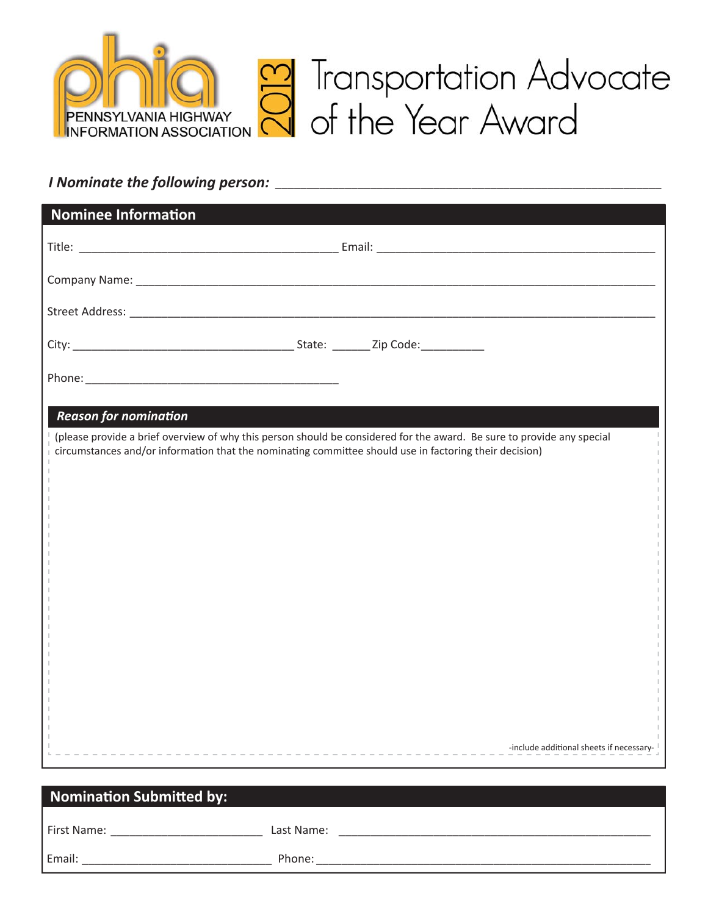PENNSYLVANIA HIGHWAY INFORMATION ASSOCIATION

# 2013 Transportation Advocate of the Year Award

***I Nominate the following person:*** ____________________________________________

## Nominee Information

Title: ______________________________________ Email: ________________________________________

Company Name: ______________________________________________________________________

Street Address: ______________________________________________________________________

City: _________________________________ State: ______ Zip Code:__________

Phone:______________________________________

### *Reason for nomination*

(please provide a brief overview of why this person should be considered for the award. Be sure to provide any special circumstances and/or information that the nominating committee should use in factoring their decision)

-include additional sheets if necessary-

## Nomination Submitted by:

First Name: ______________________ Last Name: ______________________________________________

Email: ____________________________ Phone: __________________________________________________